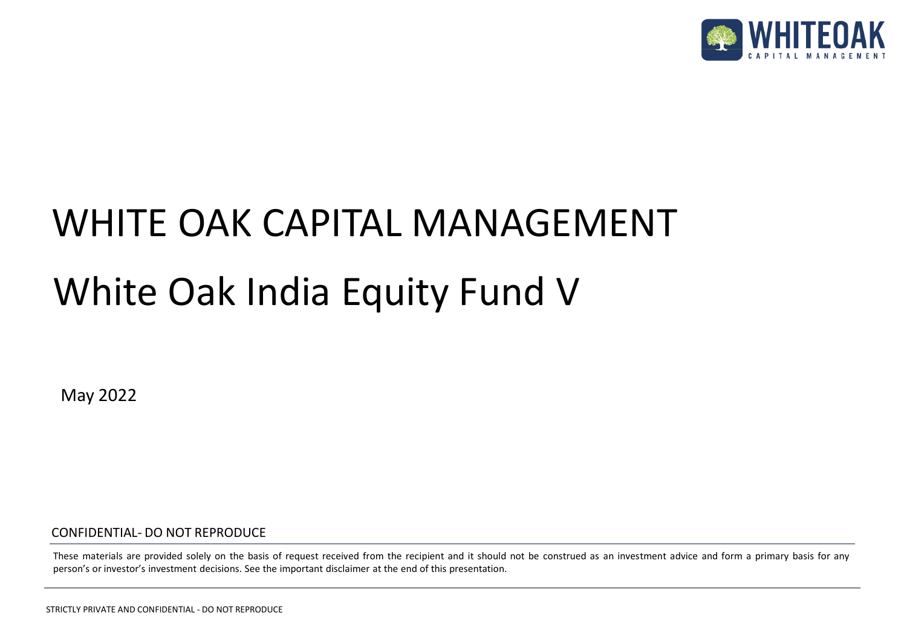# WHITE OAK CAPITAL MANAGEMENT

# White Oak India Equity Fund V

May 2022

CONFIDENTIAL- DO NOT REPRODUCE

These materials are provided solely on the basis of request received from the recipient and it should not be construed as an investment advice and form a primary basis for any person's or investor's investment decisions. See the important disclaimer at the end of this presentation.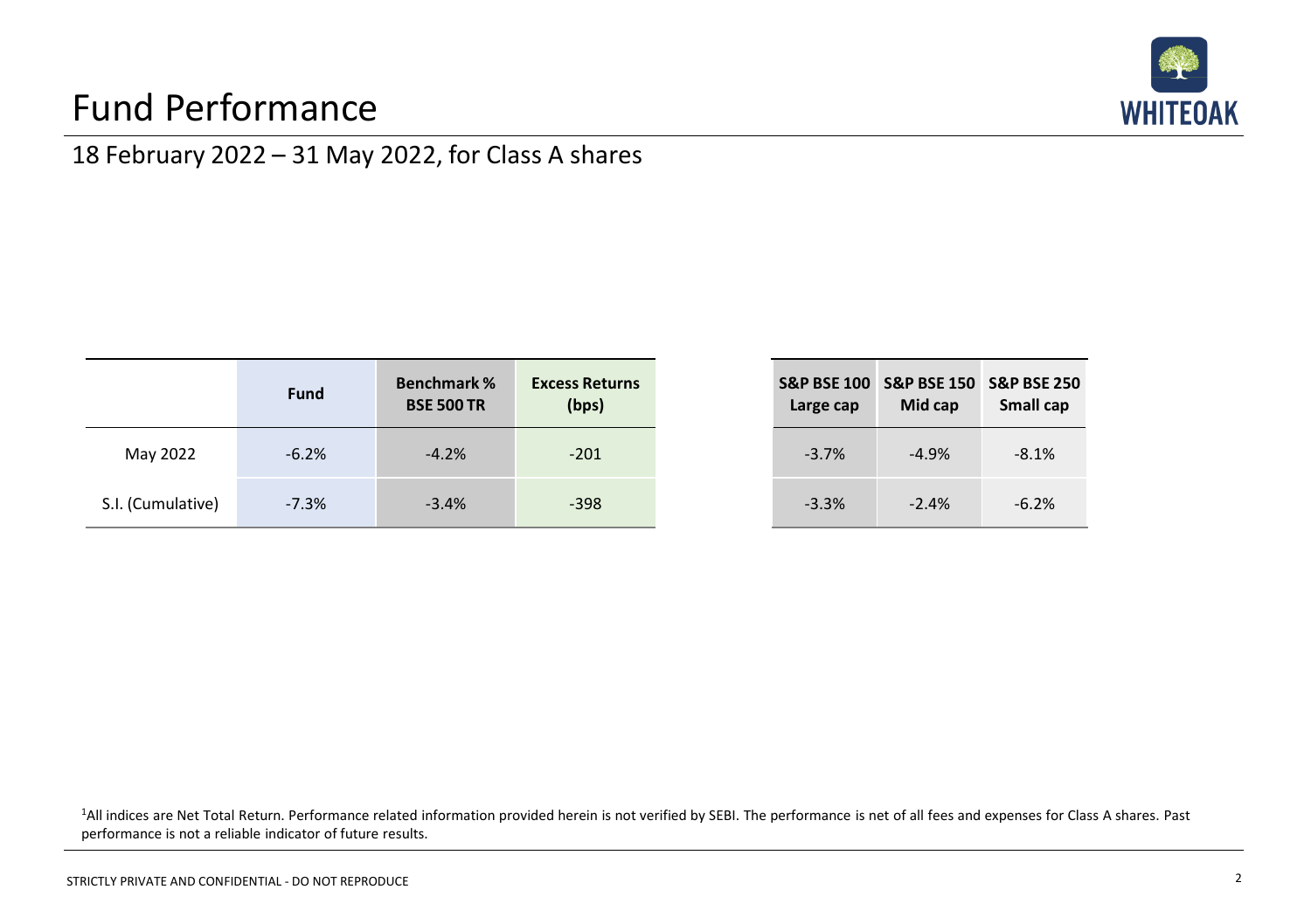# Fund Performance

## 18 February 2022 – 31 May 2022, for Class A shares

| | Fund | Benchmark % BSE 500 TR | Excess Returns (bps) |
|---|---|---|---|
| May 2022 | -6.2% | -4.2% | -201 |
| S.I. (Cumulative) | -7.3% | -3.4% | -398 |

| S&P BSE 100 Large cap | S&P BSE 150 Mid cap | S&P BSE 250 Small cap |
|---|---|---|
| -3.7% | -4.9% | -8.1% |
| -3.3% | -2.4% | -6.2% |

[1]All indices are Net Total Return. Performance related information provided herein is not verified by SEBI. The performance is net of all fees and expenses for Class A shares. Past performance is not a reliable indicator of future results.

STRICTLY PRIVATE AND CONFIDENTIAL - DO NOT REPRODUCE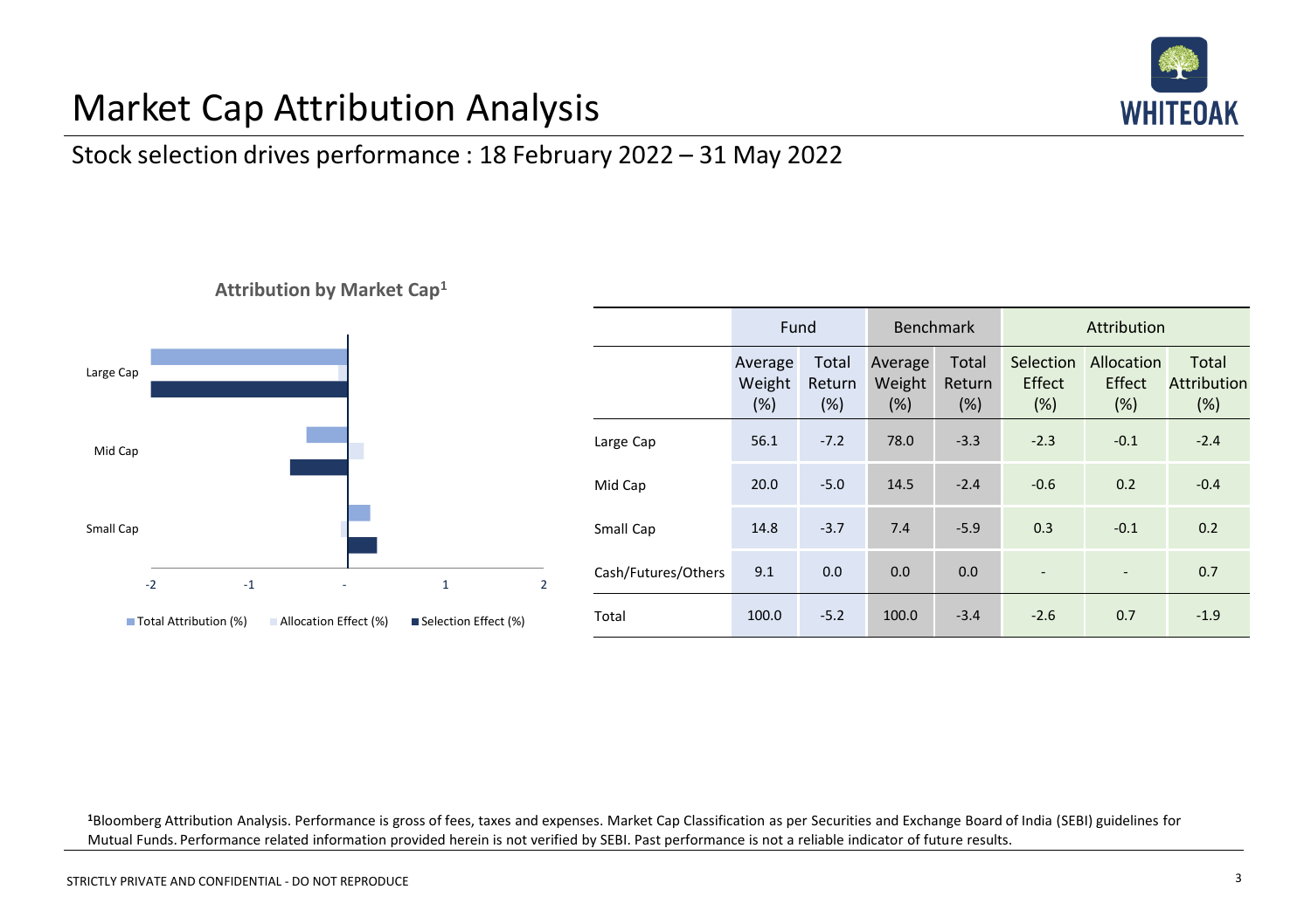# Market Cap Attribution Analysis

## Stock selection drives performance : 18 February 2022 – 31 May 2022

**Attribution by Market Cap[1]**

| | Fund | | Benchmark | | Attribution | | |
|---|---|---|---|---|---|---|---|
| | Average Weight (%) | Total Return (%) | Average Weight (%) | Total Return (%) | Selection Effect (%) | Allocation Effect (%) | Total Attribution (%) |
| Large Cap | 56.1 | -7.2 | 78.0 | -3.3 | -2.3 | -0.1 | -2.4 |
| Mid Cap | 20.0 | -5.0 | 14.5 | -2.4 | -0.6 | 0.2 | -0.4 |
| Small Cap | 14.8 | -3.7 | 7.4 | -5.9 | 0.3 | -0.1 | 0.2 |
| Cash/Futures/Others | 9.1 | 0.0 | 0.0 | 0.0 | - | - | 0.7 |
| Total | 100.0 | -5.2 | 100.0 | -3.4 | -2.6 | 0.7 | -1.9 |

[1]Bloomberg Attribution Analysis. Performance is gross of fees, taxes and expenses. Market Cap Classification as per Securities and Exchange Board of India (SEBI) guidelines for Mutual Funds. Performance related information provided herein is not verified by SEBI. Past performance is not a reliable indicator of future results.

STRICTLY PRIVATE AND CONFIDENTIAL - DO NOT REPRODUCE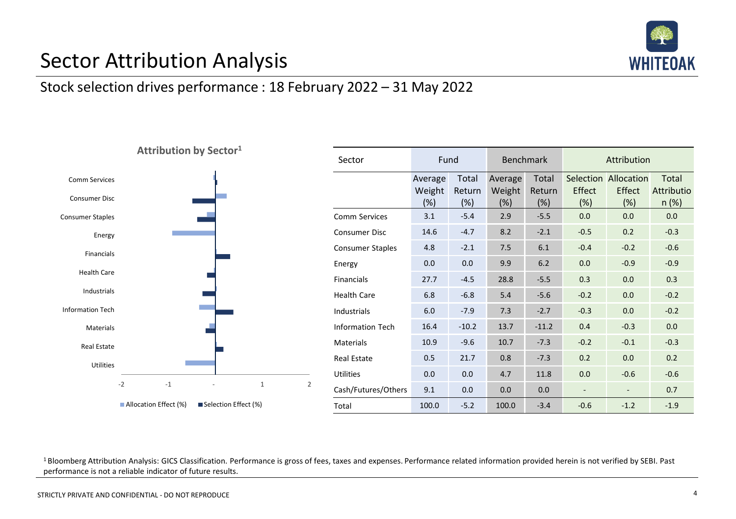# Sector Attribution Analysis

## Stock selection drives performance : 18 February 2022 – 31 May 2022

**Attribution by Sector[1]**

| Sector | Fund | | Benchmark | | Attribution | | |
|---|---|---|---|---|---|---|---|
| | Average Weight (%) | Total Return (%) | Average Weight (%) | Total Return (%) | Selection Effect (%) | Allocation Effect (%) | Total Attribution (%) |
| Comm Services | 3.1 | -5.4 | 2.9 | -5.5 | 0.0 | 0.0 | 0.0 |
| Consumer Disc | 14.6 | -4.7 | 8.2 | -2.1 | -0.5 | 0.2 | -0.3 |
| Consumer Staples | 4.8 | -2.1 | 7.5 | 6.1 | -0.4 | -0.2 | -0.6 |
| Energy | 0.0 | 0.0 | 9.9 | 6.2 | 0.0 | -0.9 | -0.9 |
| Financials | 27.7 | -4.5 | 28.8 | -5.5 | 0.3 | 0.0 | 0.3 |
| Health Care | 6.8 | -6.8 | 5.4 | -5.6 | -0.2 | 0.0 | -0.2 |
| Industrials | 6.0 | -7.9 | 7.3 | -2.7 | -0.3 | 0.0 | -0.2 |
| Information Tech | 16.4 | -10.2 | 13.7 | -11.2 | 0.4 | -0.3 | 0.0 |
| Materials | 10.9 | -9.6 | 10.7 | -7.3 | -0.2 | -0.1 | -0.3 |
| Real Estate | 0.5 | 21.7 | 0.8 | -7.3 | 0.2 | 0.0 | 0.2 |
| Utilities | 0.0 | 0.0 | 4.7 | 11.8 | 0.0 | -0.6 | -0.6 |
| Cash/Futures/Others | 9.1 | 0.0 | 0.0 | 0.0 | - | - | 0.7 |
| Total | 100.0 | -5.2 | 100.0 | -3.4 | -0.6 | -1.2 | -1.9 |

[1] Bloomberg Attribution Analysis: GICS Classification. Performance is gross of fees, taxes and expenses. Performance related information provided herein is not verified by SEBI. Past performance is not a reliable indicator of future results.

STRICTLY PRIVATE AND CONFIDENTIAL - DO NOT REPRODUCE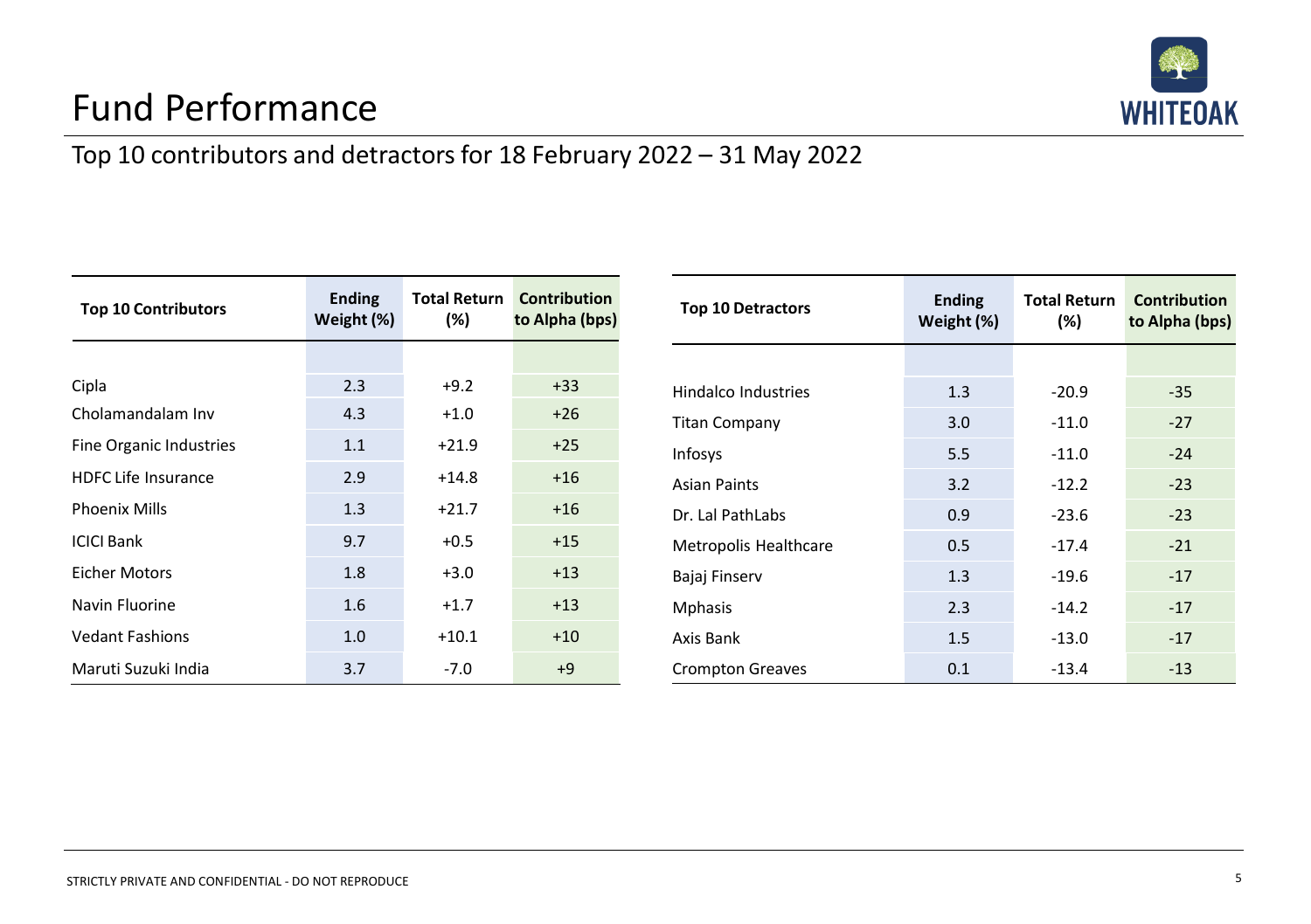# Fund Performance

## Top 10 contributors and detractors for 18 February 2022 – 31 May 2022

| Top 10 Contributors | Ending Weight (%) | Total Return (%) | Contribution to Alpha (bps) |
|---|---|---|---|
| Cipla | 2.3 | +9.2 | +33 |
| Cholamandalam Inv | 4.3 | +1.0 | +26 |
| Fine Organic Industries | 1.1 | +21.9 | +25 |
| HDFC Life Insurance | 2.9 | +14.8 | +16 |
| Phoenix Mills | 1.3 | +21.7 | +16 |
| ICICI Bank | 9.7 | +0.5 | +15 |
| Eicher Motors | 1.8 | +3.0 | +13 |
| Navin Fluorine | 1.6 | +1.7 | +13 |
| Vedant Fashions | 1.0 | +10.1 | +10 |
| Maruti Suzuki India | 3.7 | -7.0 | +9 |

| Top 10 Detractors | Ending Weight (%) | Total Return (%) | Contribution to Alpha (bps) |
|---|---|---|---|
| Hindalco Industries | 1.3 | -20.9 | -35 |
| Titan Company | 3.0 | -11.0 | -27 |
| Infosys | 5.5 | -11.0 | -24 |
| Asian Paints | 3.2 | -12.2 | -23 |
| Dr. Lal PathLabs | 0.9 | -23.6 | -23 |
| Metropolis Healthcare | 0.5 | -17.4 | -21 |
| Bajaj Finserv | 1.3 | -19.6 | -17 |
| Mphasis | 2.3 | -14.2 | -17 |
| Axis Bank | 1.5 | -13.0 | -17 |
| Crompton Greaves | 0.1 | -13.4 | -13 |

STRICTLY PRIVATE AND CONFIDENTIAL - DO NOT REPRODUCE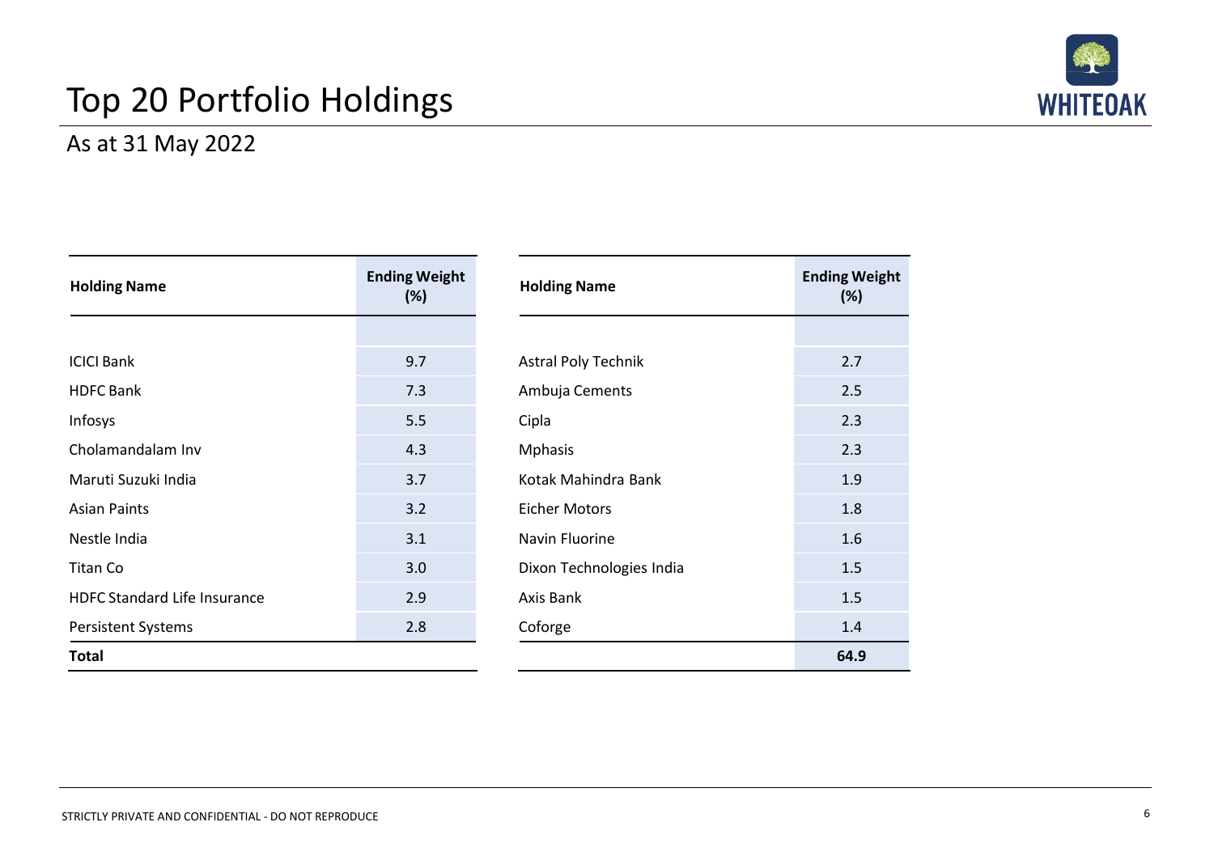# Top 20 Portfolio Holdings

## As at 31 May 2022

| Holding Name | Ending Weight (%) | Holding Name | Ending Weight (%) |
|---|---|---|---|
| ICICI Bank | 9.7 | Astral Poly Technik | 2.7 |
| HDFC Bank | 7.3 | Ambuja Cements | 2.5 |
| Infosys | 5.5 | Cipla | 2.3 |
| Cholamandalam Inv | 4.3 | Mphasis | 2.3 |
| Maruti Suzuki India | 3.7 | Kotak Mahindra Bank | 1.9 |
| Asian Paints | 3.2 | Eicher Motors | 1.8 |
| Nestle India | 3.1 | Navin Fluorine | 1.6 |
| Titan Co | 3.0 | Dixon Technologies India | 1.5 |
| HDFC Standard Life Insurance | 2.9 | Axis Bank | 1.5 |
| Persistent Systems | 2.8 | Coforge | 1.4 |
| **Total** | | | **64.9** |

STRICTLY PRIVATE AND CONFIDENTIAL - DO NOT REPRODUCE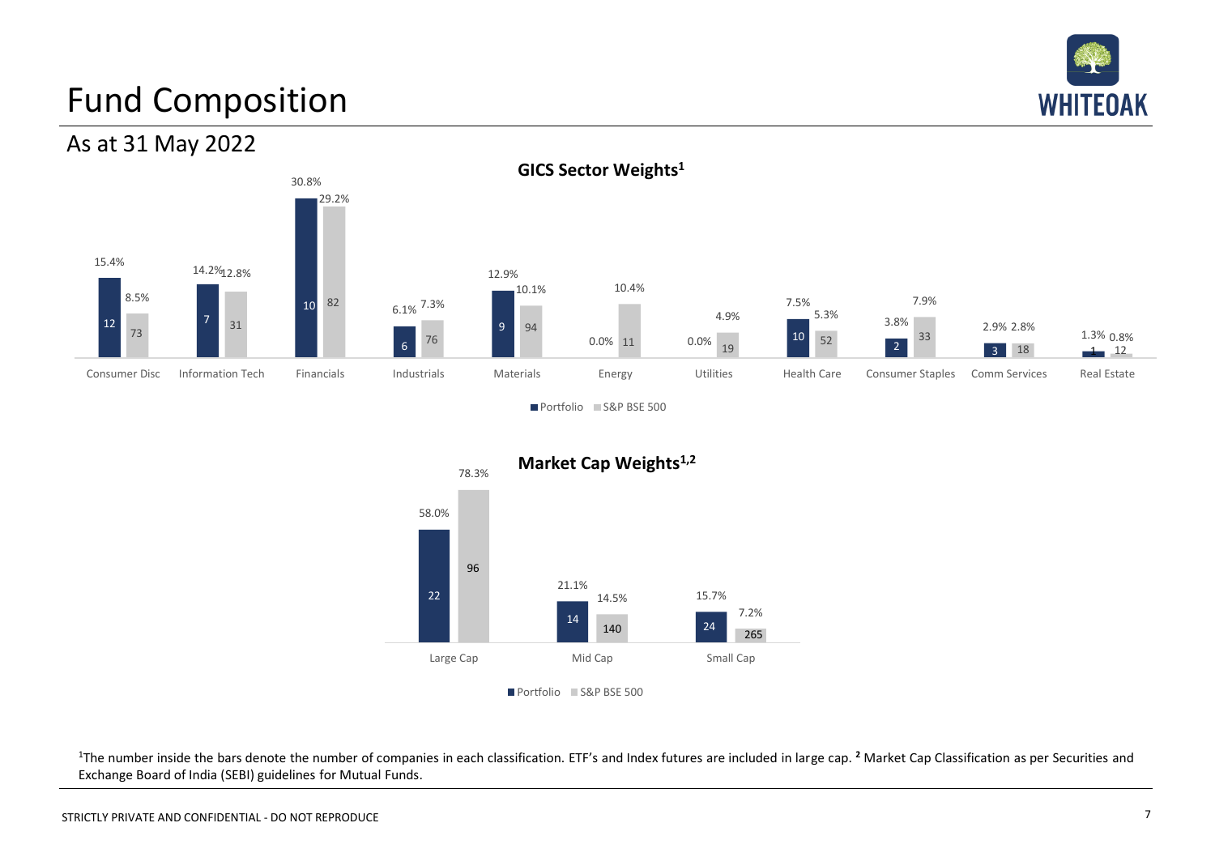# Fund Composition

## As at 31 May 2022

### GICS Sector Weights[1]

| Sector | Portfolio Weight | Portfolio No. of Companies | S&P BSE 500 Weight | S&P BSE 500 No. of Companies |
|---|---|---|---|---|
| Consumer Disc | 15.4% | 12 | 8.5% | 73 |
| Information Tech | 14.2% | 7 | 12.8% | 31 |
| Financials | 30.8% | 10 | 29.2% | 82 |
| Industrials | 6.1% | 6 | 7.3% | 76 |
| Materials | 12.9% | 9 | 10.1% | 94 |
| Energy | 0.0% | | 10.4% | 11 |
| Utilities | 0.0% | | 4.9% | 19 |
| Health Care | 7.5% | 10 | 5.3% | 52 |
| Consumer Staples | 3.8% | 2 | 7.9% | 33 |
| Comm Services | 2.9% | 3 | 2.8% | 18 |
| Real Estate | 1.3% | 1 | 0.8% | 12 |

### Market Cap Weights[1,2]

| Market Cap | Portfolio Weight | Portfolio No. of Companies | S&P BSE 500 Weight | S&P BSE 500 No. of Companies |
|---|---|---|---|---|
| Large Cap | 58.0% | 22 | 78.3% | 96 |
| Mid Cap | 21.1% | 14 | 14.5% | 140 |
| Small Cap | 15.7% | 24 | 7.2% | 265 |

[1]The number inside the bars denote the number of companies in each classification. ETF's and Index futures are included in large cap. [2] Market Cap Classification as per Securities and Exchange Board of India (SEBI) guidelines for Mutual Funds.

STRICTLY PRIVATE AND CONFIDENTIAL - DO NOT REPRODUCE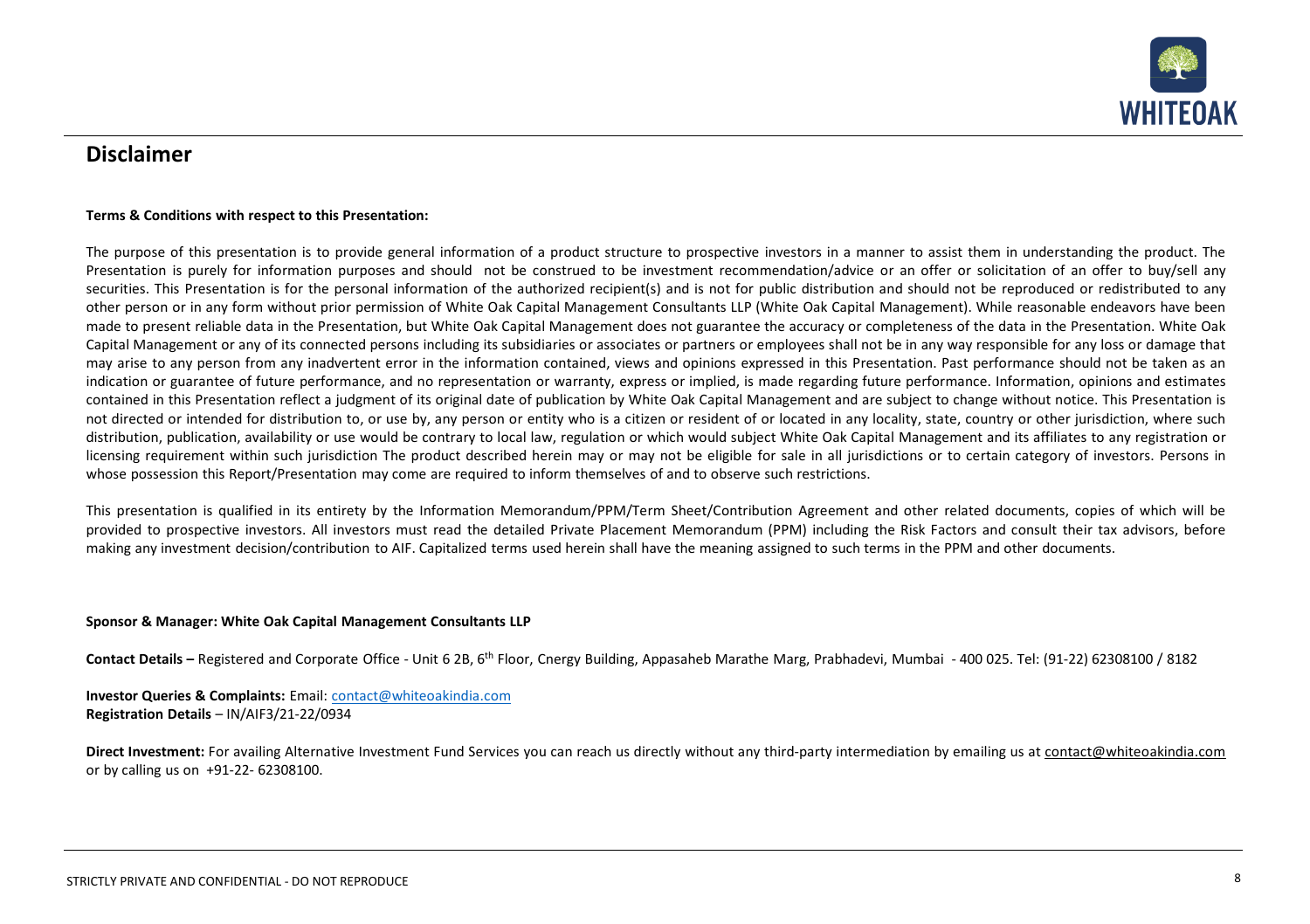## Disclaimer

**Terms & Conditions with respect to this Presentation:**

The purpose of this presentation is to provide general information of a product structure to prospective investors in a manner to assist them in understanding the product. The Presentation is purely for information purposes and should not be construed to be investment recommendation/advice or an offer or solicitation of an offer to buy/sell any securities. This Presentation is for the personal information of the authorized recipient(s) and is not for public distribution and should not be reproduced or redistributed to any other person or in any form without prior permission of White Oak Capital Management Consultants LLP (White Oak Capital Management). While reasonable endeavors have been made to present reliable data in the Presentation, but White Oak Capital Management does not guarantee the accuracy or completeness of the data in the Presentation. White Oak Capital Management or any of its connected persons including its subsidiaries or associates or partners or employees shall not be in any way responsible for any loss or damage that may arise to any person from any inadvertent error in the information contained, views and opinions expressed in this Presentation. Past performance should not be taken as an indication or guarantee of future performance, and no representation or warranty, express or implied, is made regarding future performance. Information, opinions and estimates contained in this Presentation reflect a judgment of its original date of publication by White Oak Capital Management and are subject to change without notice. This Presentation is not directed or intended for distribution to, or use by, any person or entity who is a citizen or resident of or located in any locality, state, country or other jurisdiction, where such distribution, publication, availability or use would be contrary to local law, regulation or which would subject White Oak Capital Management and its affiliates to any registration or licensing requirement within such jurisdiction The product described herein may or may not be eligible for sale in all jurisdictions or to certain category of investors. Persons in whose possession this Report/Presentation may come are required to inform themselves of and to observe such restrictions.

This presentation is qualified in its entirety by the Information Memorandum/PPM/Term Sheet/Contribution Agreement and other related documents, copies of which will be provided to prospective investors. All investors must read the detailed Private Placement Memorandum (PPM) including the Risk Factors and consult their tax advisors, before making any investment decision/contribution to AIF. Capitalized terms used herein shall have the meaning assigned to such terms in the PPM and other documents.

**Sponsor & Manager: White Oak Capital Management Consultants LLP**

**Contact Details –** Registered and Corporate Office - Unit 6 2B, 6th Floor, Cnergy Building, Appasaheb Marathe Marg, Prabhadevi, Mumbai - 400 025. Tel: (91-22) 62308100 / 8182

**Investor Queries & Complaints:** Email: contact@whiteoakindia.com
**Registration Details** – IN/AIF3/21-22/0934

**Direct Investment:** For availing Alternative Investment Fund Services you can reach us directly without any third-party intermediation by emailing us at contact@whiteoakindia.com or by calling us on +91-22- 62308100.

STRICTLY PRIVATE AND CONFIDENTIAL - DO NOT REPRODUCE